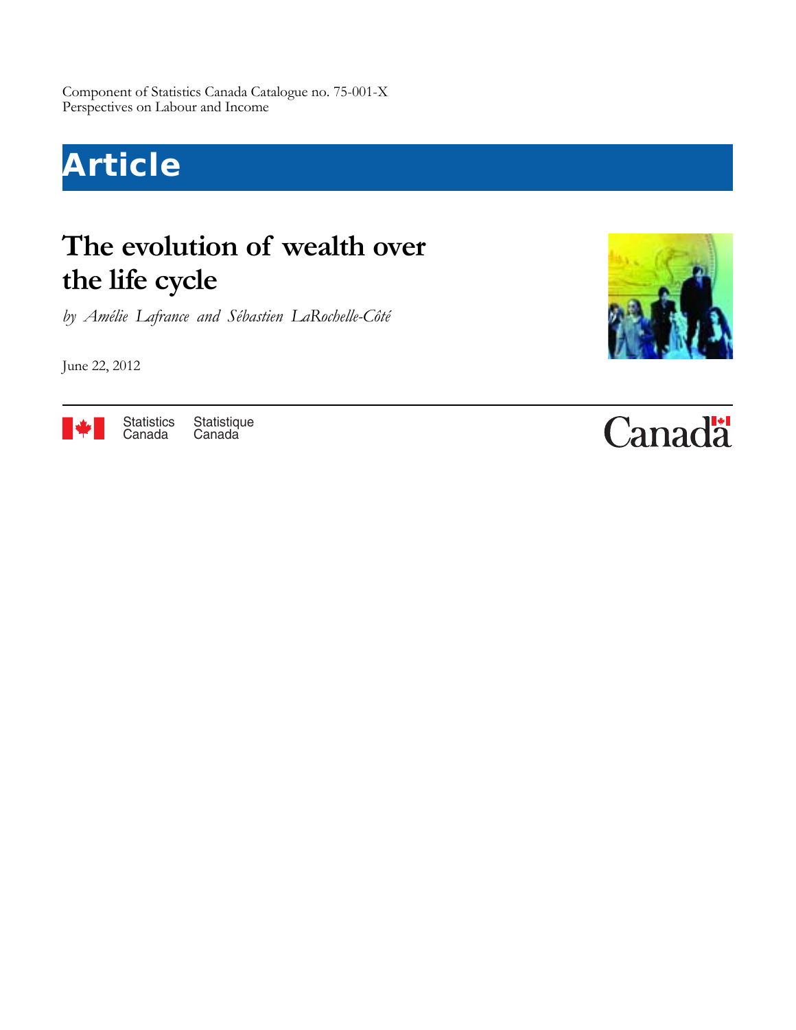Component of Statistics Canada Catalogue no. 75-001-X
Perspectives on Labour and Income

# Article

## The evolution of wealth over the life cycle

*by Amélie Lafrance and Sébastien LaRochelle-Côté*

June 22, 2012

Statistics Canada Statistique Canada

Canada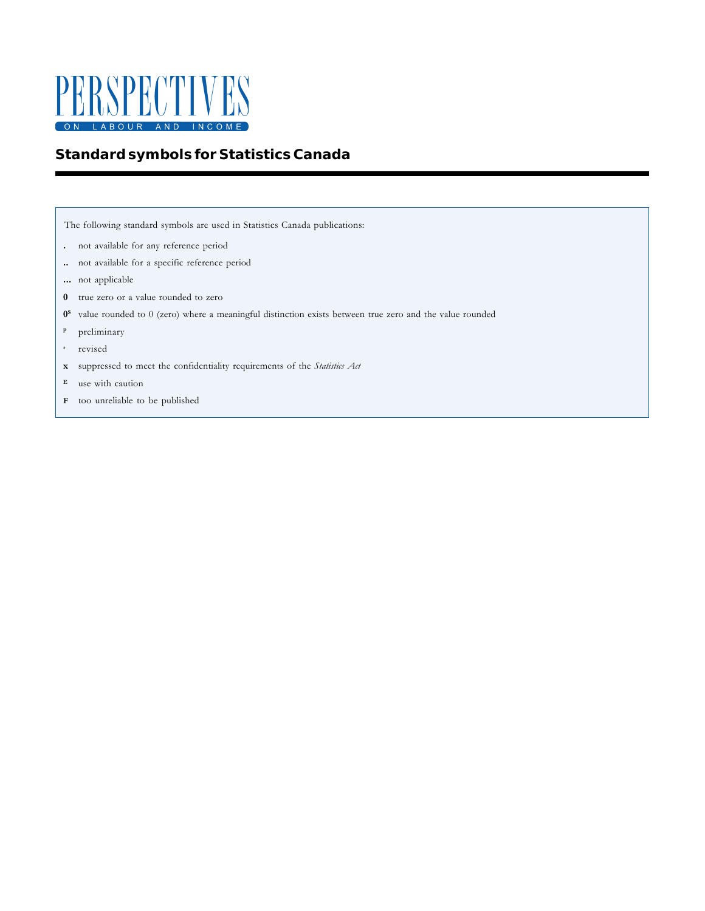# PERSPECTIVES ON LABOUR AND INCOME

## Standard symbols for Statistics Canada

The following standard symbols are used in Statistics Canada publications:

- **.** not available for any reference period
- **..** not available for a specific reference period
- **...** not applicable
- **0** true zero or a value rounded to zero
- **0s** value rounded to 0 (zero) where a meaningful distinction exists between true zero and the value rounded
- **p** preliminary
- **r** revised
- **x** suppressed to meet the confidentiality requirements of the *Statistics Act*
- **E** use with caution
- **F** too unreliable to be published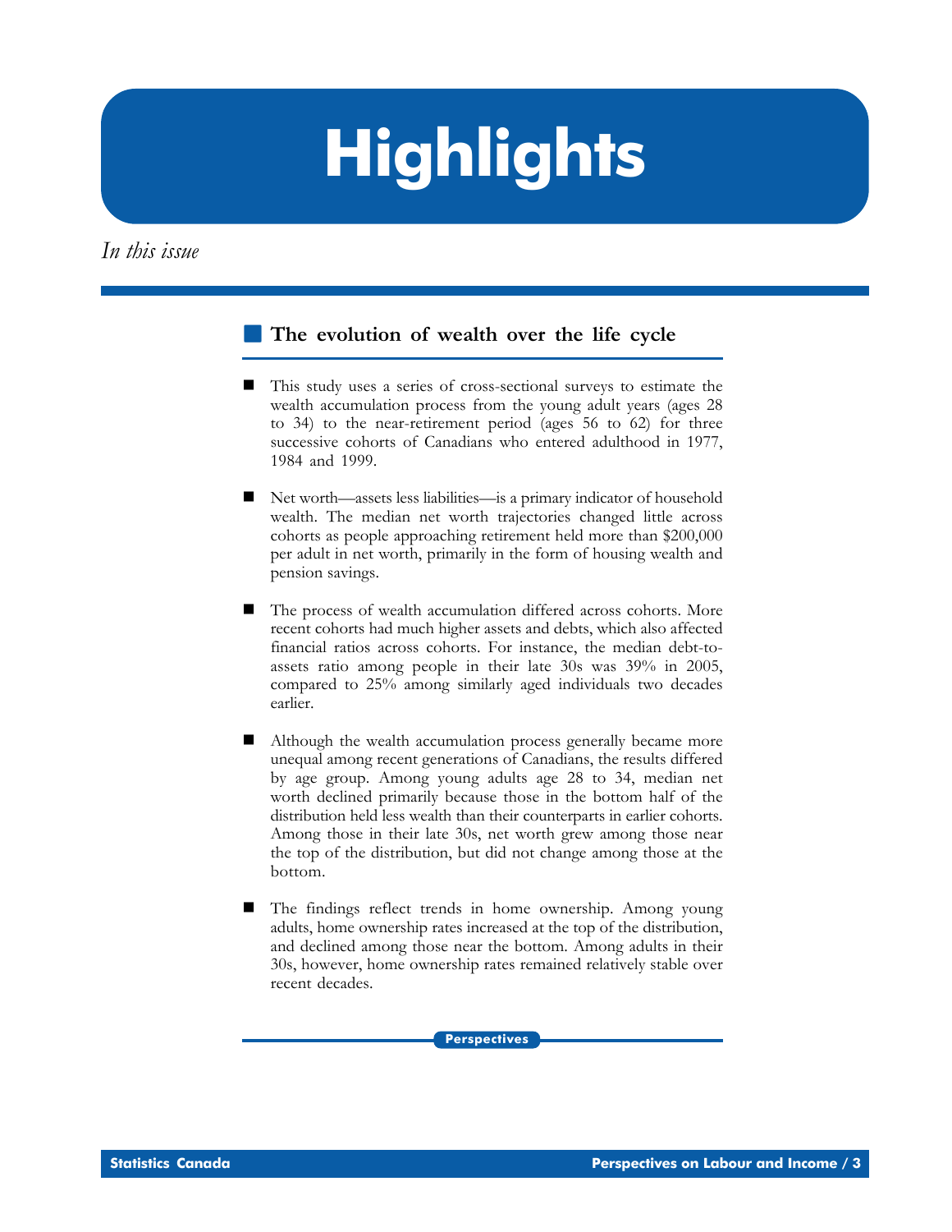# Highlights

*In this issue*

## The evolution of wealth over the life cycle

- This study uses a series of cross-sectional surveys to estimate the wealth accumulation process from the young adult years (ages 28 to 34) to the near-retirement period (ages 56 to 62) for three successive cohorts of Canadians who entered adulthood in 1977, 1984 and 1999.

- Net worth—assets less liabilities—is a primary indicator of household wealth. The median net worth trajectories changed little across cohorts as people approaching retirement held more than $200,000 per adult in net worth, primarily in the form of housing wealth and pension savings.

- The process of wealth accumulation differed across cohorts. More recent cohorts had much higher assets and debts, which also affected financial ratios across cohorts. For instance, the median debt-to-assets ratio among people in their late 30s was 39% in 2005, compared to 25% among similarly aged individuals two decades earlier.

- Although the wealth accumulation process generally became more unequal among recent generations of Canadians, the results differed by age group. Among young adults age 28 to 34, median net worth declined primarily because those in the bottom half of the distribution held less wealth than their counterparts in earlier cohorts. Among those in their late 30s, net worth grew among those near the top of the distribution, but did not change among those at the bottom.

- The findings reflect trends in home ownership. Among young adults, home ownership rates increased at the top of the distribution, and declined among those near the bottom. Among adults in their 30s, however, home ownership rates remained relatively stable over recent decades.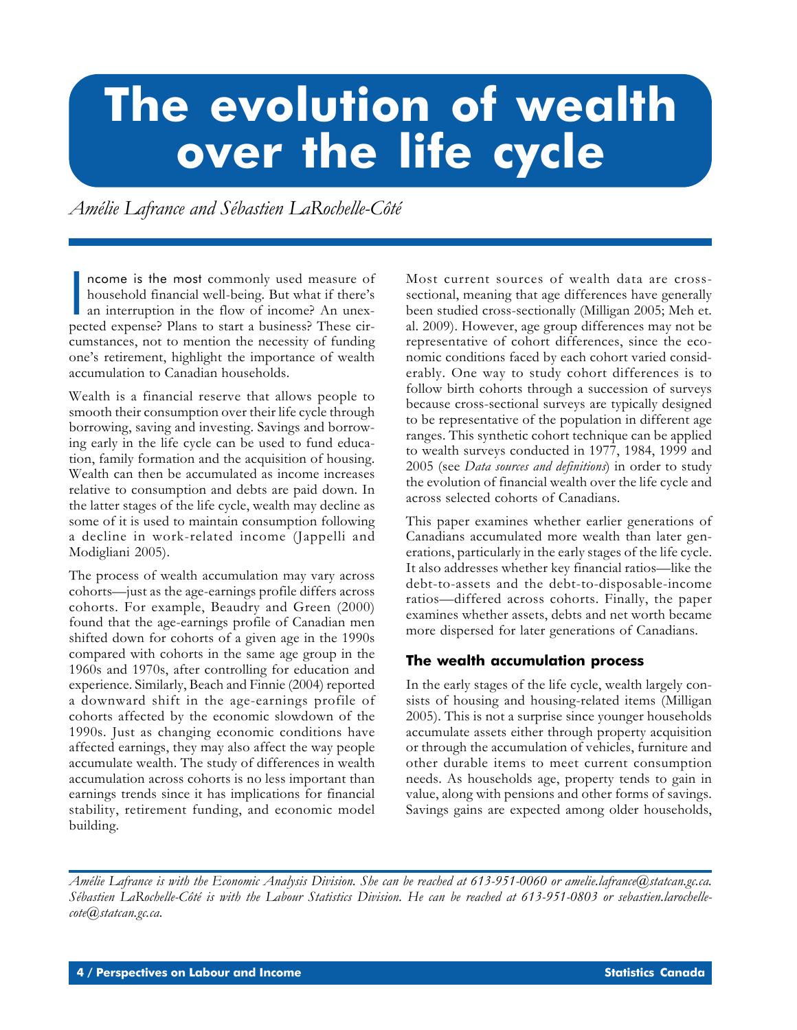# The evolution of wealth over the life cycle

*Amélie Lafrance and Sébastien LaRochelle-Côté*

Income is the most commonly used measure of household financial well-being. But what if there's an interruption in the flow of income? An unexpected expense? Plans to start a business? These circumstances, not to mention the necessity of funding one's retirement, highlight the importance of wealth accumulation to Canadian households.

Wealth is a financial reserve that allows people to smooth their consumption over their life cycle through borrowing, saving and investing. Savings and borrowing early in the life cycle can be used to fund education, family formation and the acquisition of housing. Wealth can then be accumulated as income increases relative to consumption and debts are paid down. In the latter stages of the life cycle, wealth may decline as some of it is used to maintain consumption following a decline in work-related income (Jappelli and Modigliani 2005).

The process of wealth accumulation may vary across cohorts—just as the age-earnings profile differs across cohorts. For example, Beaudry and Green (2000) found that the age-earnings profile of Canadian men shifted down for cohorts of a given age in the 1990s compared with cohorts in the same age group in the 1960s and 1970s, after controlling for education and experience. Similarly, Beach and Finnie (2004) reported a downward shift in the age-earnings profile of cohorts affected by the economic slowdown of the 1990s. Just as changing economic conditions have affected earnings, they may also affect the way people accumulate wealth. The study of differences in wealth accumulation across cohorts is no less important than earnings trends since it has implications for financial stability, retirement funding, and economic model building.

Most current sources of wealth data are cross-sectional, meaning that age differences have generally been studied cross-sectionally (Milligan 2005; Meh et. al. 2009). However, age group differences may not be representative of cohort differences, since the economic conditions faced by each cohort varied considerably. One way to study cohort differences is to follow birth cohorts through a succession of surveys because cross-sectional surveys are typically designed to be representative of the population in different age ranges. This synthetic cohort technique can be applied to wealth surveys conducted in 1977, 1984, 1999 and 2005 (see *Data sources and definitions*) in order to study the evolution of financial wealth over the life cycle and across selected cohorts of Canadians.

This paper examines whether earlier generations of Canadians accumulated more wealth than later generations, particularly in the early stages of the life cycle. It also addresses whether key financial ratios—like the debt-to-assets and the debt-to-disposable-income ratios—differed across cohorts. Finally, the paper examines whether assets, debts and net worth became more dispersed for later generations of Canadians.

## The wealth accumulation process

In the early stages of the life cycle, wealth largely consists of housing and housing-related items (Milligan 2005). This is not a surprise since younger households accumulate assets either through property acquisition or through the accumulation of vehicles, furniture and other durable items to meet current consumption needs. As households age, property tends to gain in value, along with pensions and other forms of savings. Savings gains are expected among older households,

*Amélie Lafrance is with the Economic Analysis Division. She can be reached at 613-951-0060 or amelie.lafrance@statcan.gc.ca. Sébastien LaRochelle-Côté is with the Labour Statistics Division. He can be reached at 613-951-0803 or sebastien.larochelle-cote@statcan.gc.ca.*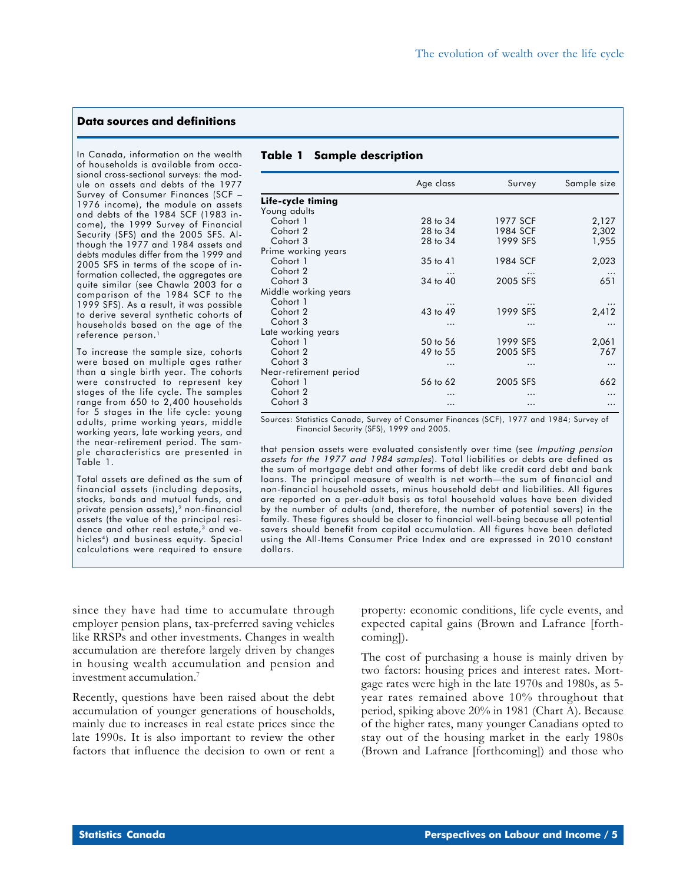### Data sources and definitions

In Canada, information on the wealth of households is available from occasional cross-sectional surveys: the module on assets and debts of the 1977 Survey of Consumer Finances (SCF – 1976 income), the module on assets and debts of the 1984 SCF (1983 income), the 1999 Survey of Financial Security (SFS) and the 2005 SFS. Although the 1977 and 1984 assets and debts modules differ from the 1999 and 2005 SFS in terms of the scope of information collected, the aggregates are quite similar (see Chawla 2003 for a comparison of the 1984 SCF to the 1999 SFS). As a result, it was possible to derive several synthetic cohorts of households based on the age of the reference person.[1]

To increase the sample size, cohorts were based on multiple ages rather than a single birth year. The cohorts were constructed to represent key stages of the life cycle. The samples range from 650 to 2,400 households for 5 stages in the life cycle: young adults, prime working years, middle working years, late working years, and the near-retirement period. The sample characteristics are presented in Table 1.

Total assets are defined as the sum of financial assets (including deposits, stocks, bonds and mutual funds, and private pension assets),[2] non-financial assets (the value of the principal residence and other real estate,[3] and vehicles[4]) and business equity. Special calculations were required to ensure that pension assets were evaluated consistently over time (see *Imputing pension assets for the 1977 and 1984 samples*). Total liabilities or debts are defined as the sum of mortgage debt and other forms of debt like credit card debt and bank loans. The principal measure of wealth is net worth—the sum of financial and non-financial household assets, minus household debt and liabilities. All figures are reported on a per-adult basis as total household values have been divided by the number of adults (and, therefore, the number of potential savers) in the family. These figures should be closer to financial well-being because all potential savers should benefit from capital accumulation. All figures have been deflated using the All-Items Consumer Price Index and are expressed in 2010 constant dollars.

**Table 1 Sample description**

| | Age class | Survey | Sample size |
|---|---|---|---|
| **Life-cycle timing** | | | |
| Young adults | | | |
| Cohort 1 | 28 to 34 | 1977 SCF | 2,127 |
| Cohort 2 | 28 to 34 | 1984 SCF | 2,302 |
| Cohort 3 | 28 to 34 | 1999 SFS | 1,955 |
| Prime working years | | | |
| Cohort 1 | 35 to 41 | 1984 SCF | 2,023 |
| Cohort 2 | ... | ... | ... |
| Cohort 3 | 34 to 40 | 2005 SFS | 651 |
| Middle working years | | | |
| Cohort 1 | ... | ... | ... |
| Cohort 2 | 43 to 49 | 1999 SFS | 2,412 |
| Cohort 3 | ... | ... | ... |
| Late working years | | | |
| Cohort 1 | 50 to 56 | 1999 SFS | 2,061 |
| Cohort 2 | 49 to 55 | 2005 SFS | 767 |
| Cohort 3 | ... | ... | ... |
| Near-retirement period | | | |
| Cohort 1 | 56 to 62 | 2005 SFS | 662 |
| Cohort 2 | ... | ... | ... |
| Cohort 3 | ... | ... | ... |

Sources: Statistics Canada, Survey of Consumer Finances (SCF), 1977 and 1984; Survey of Financial Security (SFS), 1999 and 2005.

since they have had time to accumulate through employer pension plans, tax-preferred saving vehicles like RRSPs and other investments. Changes in wealth accumulation are therefore largely driven by changes in housing wealth accumulation and pension and investment accumulation.[7]

Recently, questions have been raised about the debt accumulation of younger generations of households, mainly due to increases in real estate prices since the late 1990s. It is also important to review the other factors that influence the decision to own or rent a property: economic conditions, life cycle events, and expected capital gains (Brown and Lafrance [forthcoming]).

The cost of purchasing a house is mainly driven by two factors: housing prices and interest rates. Mortgage rates were high in the late 1970s and 1980s, as 5-year rates remained above 10% throughout that period, spiking above 20% in 1981 (Chart A). Because of the higher rates, many younger Canadians opted to stay out of the housing market in the early 1980s (Brown and Lafrance [forthcoming]) and those who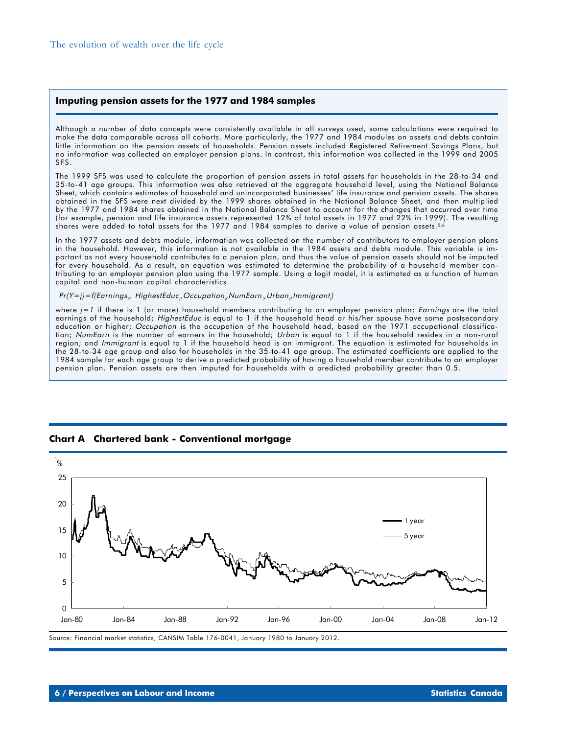## Imputing pension assets for the 1977 and 1984 samples

Although a number of data concepts were consistently available in all surveys used, some calculations were required to make the data comparable across all cohorts. More particularly, the 1977 and 1984 modules on assets and debts contain little information on the pension assets of households. Pension assets included Registered Retirement Savings Plans, but no information was collected on employer pension plans. In contrast, this information was collected in the 1999 and 2005 SFS.

The 1999 SFS was used to calculate the proportion of pension assets in total assets for households in the 28-to-34 and 35-to-41 age groups. This information was also retrieved at the aggregate household level, using the National Balance Sheet, which contains estimates of household and unincorporated businesses' life insurance and pension assets. The shares obtained in the SFS were next divided by the 1999 shares obtained in the National Balance Sheet, and then multiplied by the 1977 and 1984 shares obtained in the National Balance Sheet to account for the changes that occurred over time (for example, pension and life insurance assets represented 12% of total assets in 1977 and 22% in 1999). The resulting shares were added to total assets for the 1977 and 1984 samples to derive a value of pension assets.[5,6]

In the 1977 assets and debts module, information was collected on the number of contributors to employer pension plans in the household. However, this information is not available in the 1984 assets and debts module. This variable is important as not every household contributes to a pension plan, and thus the value of pension assets should not be imputed for every household. As a result, an equation was estimated to determine the probability of a household member contributing to an employer pension plan using the 1977 sample. Using a logit model, it is estimated as a function of human capital and non-human capital characteristics

$$Pr(Y=j)=f(Earnings_i,\ HighestEduc_i, Occupation_i, NumEarn_i, Urban_i, Immigrant_i)$$

where $j=1$ if there is 1 (or more) household members contributing to an employer pension plan; *Earnings* are the total earnings of the household; *HighestEduc* is equal to 1 if the household head or his/her spouse have some postsecondary education or higher; *Occupation* is the occupation of the household head, based on the 1971 occupational classification; *NumEarn* is the number of earners in the household; *Urban* is equal to 1 if the household resides in a non-rural region; and *Immigrant* is equal to 1 if the household head is an immigrant. The equation is estimated for households in the 28-to-34 age group and also for households in the 35-to-41 age group. The estimated coefficients are applied to the 1984 sample for each age group to derive a predicted probability of having a household member contribute to an employer pension plan. Pension assets are then imputed for households with a predicted probability greater than 0.5.

**Chart A Chartered bank - Conventional mortgage**

Source: Financial market statistics, CANSIM Table 176-0041, January 1980 to January 2012.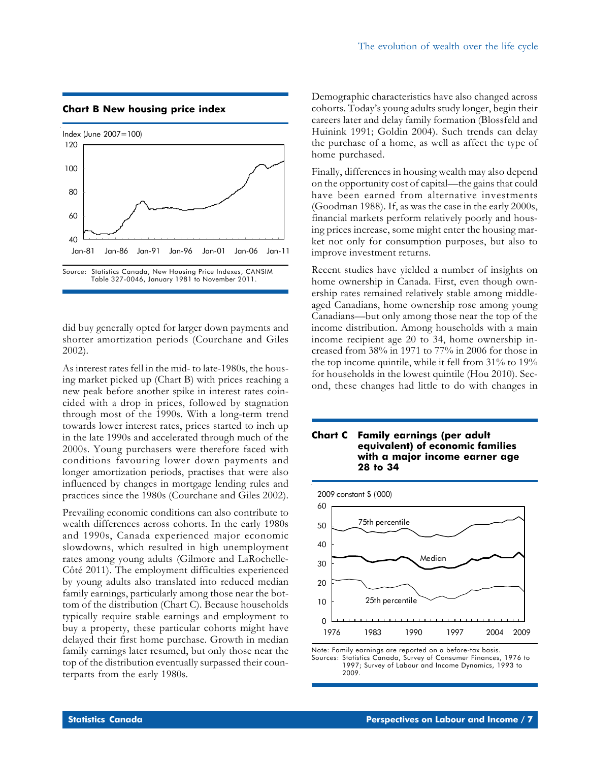**Chart B New housing price index**

Index (June 2007=100)

Source: Statistics Canada, New Housing Price Indexes, CANSIM Table 327-0046, January 1981 to November 2011.

did buy generally opted for larger down payments and shorter amortization periods (Courchane and Giles 2002).

As interest rates fell in the mid- to late-1980s, the housing market picked up (Chart B) with prices reaching a new peak before another spike in interest rates coincided with a drop in prices, followed by stagnation through most of the 1990s. With a long-term trend towards lower interest rates, prices started to inch up in the late 1990s and accelerated through much of the 2000s. Young purchasers were therefore faced with conditions favouring lower down payments and longer amortization periods, practises that were also influenced by changes in mortgage lending rules and practices since the 1980s (Courchane and Giles 2002).

Prevailing economic conditions can also contribute to wealth differences across cohorts. In the early 1980s and 1990s, Canada experienced major economic slowdowns, which resulted in high unemployment rates among young adults (Gilmore and LaRochelle-Côté 2011). The employment difficulties experienced by young adults also translated into reduced median family earnings, particularly among those near the bottom of the distribution (Chart C). Because households typically require stable earnings and employment to buy a property, these particular cohorts might have delayed their first home purchase. Growth in median family earnings later resumed, but only those near the top of the distribution eventually surpassed their counterparts from the early 1980s.

Demographic characteristics have also changed across cohorts. Today's young adults study longer, begin their careers later and delay family formation (Blossfeld and Huinink 1991; Goldin 2004). Such trends can delay the purchase of a home, as well as affect the type of home purchased.

Finally, differences in housing wealth may also depend on the opportunity cost of capital—the gains that could have been earned from alternative investments (Goodman 1988). If, as was the case in the early 2000s, financial markets perform relatively poorly and housing prices increase, some might enter the housing market not only for consumption purposes, but also to improve investment returns.

Recent studies have yielded a number of insights on home ownership in Canada. First, even though ownership rates remained relatively stable among middle-aged Canadians, home ownership rose among young Canadians—but only among those near the top of the income distribution. Among households with a main income recipient age 20 to 34, home ownership increased from 38% in 1971 to 77% in 2006 for those in the top income quintile, while it fell from 31% to 19% for households in the lowest quintile (Hou 2010). Second, these changes had little to do with changes in

**Chart C Family earnings (per adult equivalent) of economic families with a major income earner age 28 to 34**

2009 constant $ ('000)

Note: Family earnings are reported on a before-tax basis.
Sources: Statistics Canada, Survey of Consumer Finances, 1976 to 1997; Survey of Labour and Income Dynamics, 1993 to 2009.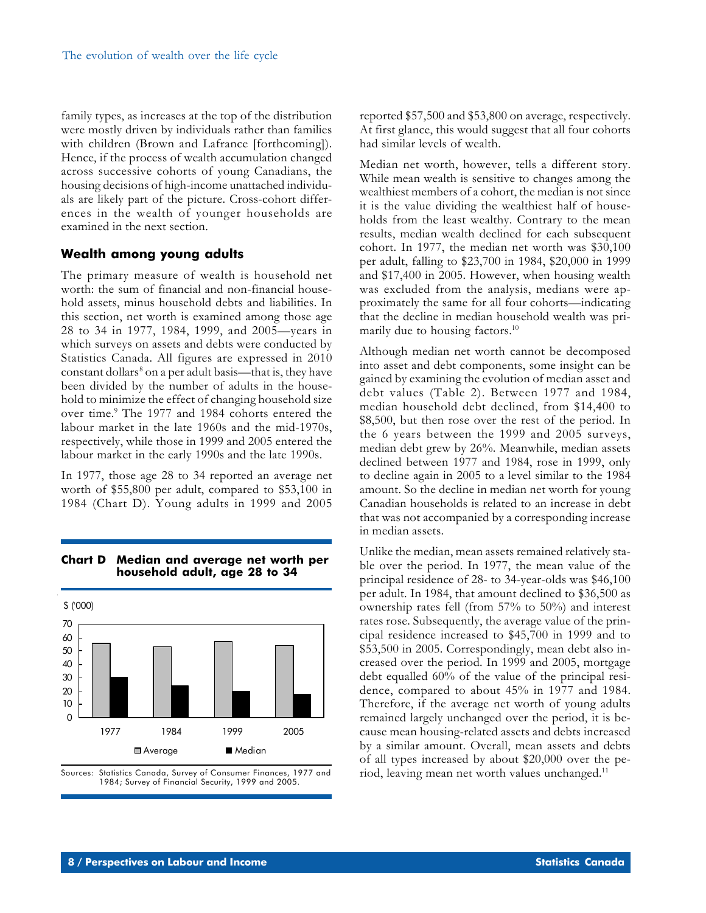family types, as increases at the top of the distribution were mostly driven by individuals rather than families with children (Brown and Lafrance [forthcoming]). Hence, if the process of wealth accumulation changed across successive cohorts of young Canadians, the housing decisions of high-income unattached individuals are likely part of the picture. Cross-cohort differences in the wealth of younger households are examined in the next section.

## Wealth among young adults

The primary measure of wealth is household net worth: the sum of financial and non-financial household assets, minus household debts and liabilities. In this section, net worth is examined among those age 28 to 34 in 1977, 1984, 1999, and 2005—years in which surveys on assets and debts were conducted by Statistics Canada. All figures are expressed in 2010 constant dollars[8] on a per adult basis—that is, they have been divided by the number of adults in the household to minimize the effect of changing household size over time.[9] The 1977 and 1984 cohorts entered the labour market in the late 1960s and the mid-1970s, respectively, while those in 1999 and 2005 entered the labour market in the early 1990s and the late 1990s.

In 1977, those age 28 to 34 reported an average net worth of $55,800 per adult, compared to $53,100 in 1984 (Chart D). Young adults in 1999 and 2005 reported $57,500 and $53,800 on average, respectively. At first glance, this would suggest that all four cohorts had similar levels of wealth.

**Chart D Median and average net worth per household adult, age 28 to 34**

Sources: Statistics Canada, Survey of Consumer Finances, 1977 and 1984; Survey of Financial Security, 1999 and 2005.

Median net worth, however, tells a different story. While mean wealth is sensitive to changes among the wealthiest members of a cohort, the median is not since it is the value dividing the wealthiest half of households from the least wealthy. Contrary to the mean results, median wealth declined for each subsequent cohort. In 1977, the median net worth was $30,100 per adult, falling to $23,700 in 1984, $20,000 in 1999 and $17,400 in 2005. However, when housing wealth was excluded from the analysis, medians were approximately the same for all four cohorts—indicating that the decline in median household wealth was primarily due to housing factors.[10]

Although median net worth cannot be decomposed into asset and debt components, some insight can be gained by examining the evolution of median asset and debt values (Table 2). Between 1977 and 1984, median household debt declined, from $14,400 to $8,500, but then rose over the rest of the period. In the 6 years between the 1999 and 2005 surveys, median debt grew by 26%. Meanwhile, median assets declined between 1977 and 1984, rose in 1999, only to decline again in 2005 to a level similar to the 1984 amount. So the decline in median net worth for young Canadian households is related to an increase in debt that was not accompanied by a corresponding increase in median assets.

Unlike the median, mean assets remained relatively stable over the period. In 1977, the mean value of the principal residence of 28- to 34-year-olds was $46,100 per adult. In 1984, that amount declined to $36,500 as ownership rates fell (from 57% to 50%) and interest rates rose. Subsequently, the average value of the principal residence increased to $45,700 in 1999 and to $53,500 in 2005. Correspondingly, mean debt also increased over the period. In 1999 and 2005, mortgage debt equalled 60% of the value of the principal residence, compared to about 45% in 1977 and 1984. Therefore, if the average net worth of young adults remained largely unchanged over the period, it is because mean housing-related assets and debts increased by a similar amount. Overall, mean assets and debts of all types increased by about $20,000 over the period, leaving mean net worth values unchanged.[11]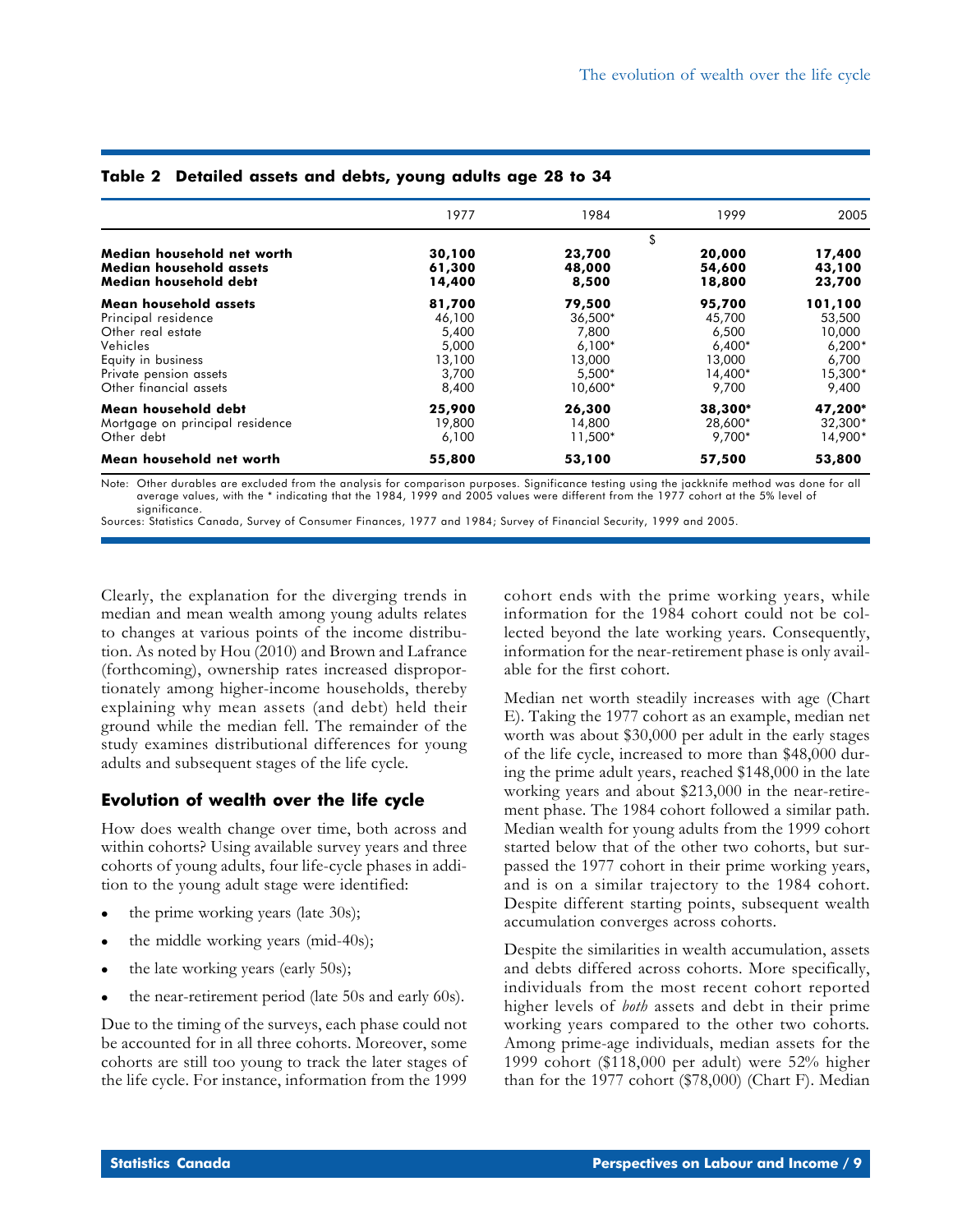**Table 2 Detailed assets and debts, young adults age 28 to 34**

| | 1977 | 1984 | 1999 | 2005 |
|---|---|---|---|---|
| | | | $ | |
| **Median household net worth** | **30,100** | **23,700** | **20,000** | **17,400** |
| **Median household assets** | **61,300** | **48,000** | **54,600** | **43,100** |
| **Median household debt** | **14,400** | **8,500** | **18,800** | **23,700** |
| **Mean household assets** | **81,700** | **79,500** | **95,700** | **101,100** |
| Principal residence | 46,100 | 36,500* | 45,700 | 53,500 |
| Other real estate | 5,400 | 7,800 | 6,500 | 10,000 |
| Vehicles | 5,000 | 6,100* | 6,400* | 6,200* |
| Equity in business | 13,100 | 13,000 | 13,000 | 6,700 |
| Private pension assets | 3,700 | 5,500* | 14,400* | 15,300* |
| Other financial assets | 8,400 | 10,600* | 9,700 | 9,400 |
| **Mean household debt** | **25,900** | **26,300** | **38,300*** | **47,200*** |
| Mortgage on principal residence | 19,800 | 14,800 | 28,600* | 32,300* |
| Other debt | 6,100 | 11,500* | 9,700* | 14,900* |
| **Mean household net worth** | **55,800** | **53,100** | **57,500** | **53,800** |

Note: Other durables are excluded from the analysis for comparison purposes. Significance testing using the jackknife method was done for all average values, with the * indicating that the 1984, 1999 and 2005 values were different from the 1977 cohort at the 5% level of significance.
Sources: Statistics Canada, Survey of Consumer Finances, 1977 and 1984; Survey of Financial Security, 1999 and 2005.

Clearly, the explanation for the diverging trends in median and mean wealth among young adults relates to changes at various points of the income distribution. As noted by Hou (2010) and Brown and Lafrance (forthcoming), ownership rates increased disproportionately among higher-income households, thereby explaining why mean assets (and debt) held their ground while the median fell. The remainder of the study examines distributional differences for young adults and subsequent stages of the life cycle.

## Evolution of wealth over the life cycle

How does wealth change over time, both across and within cohorts? Using available survey years and three cohorts of young adults, four life-cycle phases in addition to the young adult stage were identified:

- the prime working years (late 30s);
- the middle working years (mid-40s);
- the late working years (early 50s);
- the near-retirement period (late 50s and early 60s).

Due to the timing of the surveys, each phase could not be accounted for in all three cohorts. Moreover, some cohorts are still too young to track the later stages of the life cycle. For instance, information from the 1999 cohort ends with the prime working years, while information for the 1984 cohort could not be collected beyond the late working years. Consequently, information for the near-retirement phase is only available for the first cohort.

Median net worth steadily increases with age (Chart E). Taking the 1977 cohort as an example, median net worth was about $30,000 per adult in the early stages of the life cycle, increased to more than $48,000 during the prime adult years, reached $148,000 in the late working years and about $213,000 in the near-retirement phase. The 1984 cohort followed a similar path. Median wealth for young adults from the 1999 cohort started below that of the other two cohorts, but surpassed the 1977 cohort in their prime working years, and is on a similar trajectory to the 1984 cohort. Despite different starting points, subsequent wealth accumulation converges across cohorts.

Despite the similarities in wealth accumulation, assets and debts differed across cohorts. More specifically, individuals from the most recent cohort reported higher levels of *both* assets and debt in their prime working years compared to the other two cohorts. Among prime-age individuals, median assets for the 1999 cohort ($118,000 per adult) were 52% higher than for the 1977 cohort ($78,000) (Chart F). Median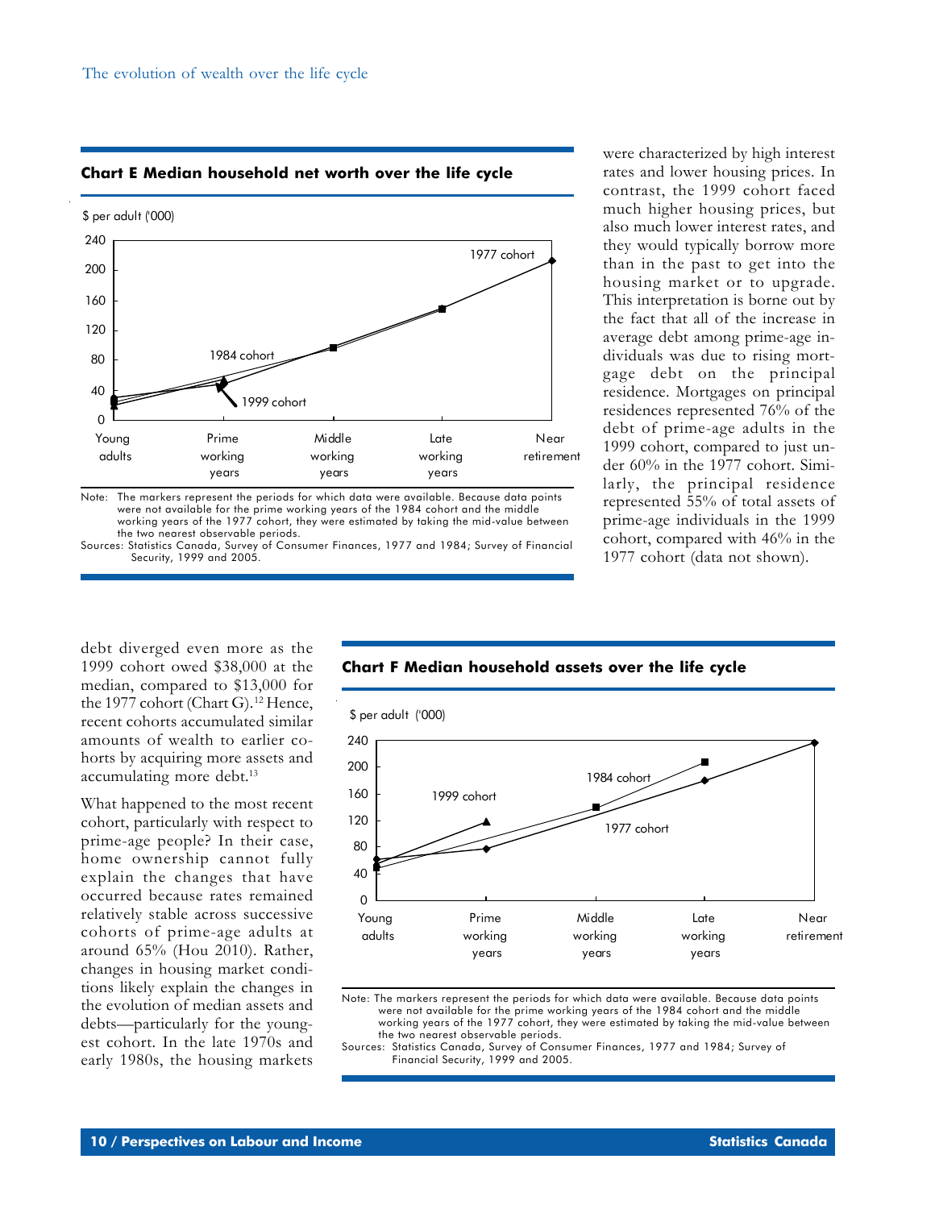### Chart E Median household net worth over the life cycle

Note: The markers represent the periods for which data were available. Because data points were not available for the prime working years of the 1984 cohort and the middle working years of the 1977 cohort, they were estimated by taking the mid-value between the two nearest observable periods.

Sources: Statistics Canada, Survey of Consumer Finances, 1977 and 1984; Survey of Financial Security, 1999 and 2005.

were characterized by high interest rates and lower housing prices. In contrast, the 1999 cohort faced much higher housing prices, but also much lower interest rates, and they would typically borrow more than in the past to get into the housing market or to upgrade. This interpretation is borne out by the fact that all of the increase in average debt among prime-age individuals was due to rising mortgage debt on the principal residence. Mortgages on principal residences represented 76% of the debt of prime-age adults in the 1999 cohort, compared to just under 60% in the 1977 cohort. Similarly, the principal residence represented 55% of total assets of prime-age individuals in the 1999 cohort, compared with 46% in the 1977 cohort (data not shown).

debt diverged even more as the 1999 cohort owed $38,000 at the median, compared to $13,000 for the 1977 cohort (Chart G).[12] Hence, recent cohorts accumulated similar amounts of wealth to earlier cohorts by acquiring more assets and accumulating more debt.[13]

What happened to the most recent cohort, particularly with respect to prime-age people? In their case, home ownership cannot fully explain the changes that have occurred because rates remained relatively stable across successive cohorts of prime-age adults at around 65% (Hou 2010). Rather, changes in housing market conditions likely explain the changes in the evolution of median assets and debts—particularly for the youngest cohort. In the late 1970s and early 1980s, the housing markets

### Chart F Median household assets over the life cycle

Note: The markers represent the periods for which data were available. Because data points were not available for the prime working years of the 1984 cohort and the middle working years of the 1977 cohort, they were estimated by taking the mid-value between the two nearest observable periods.

Sources: Statistics Canada, Survey of Consumer Finances, 1977 and 1984; Survey of Financial Security, 1999 and 2005.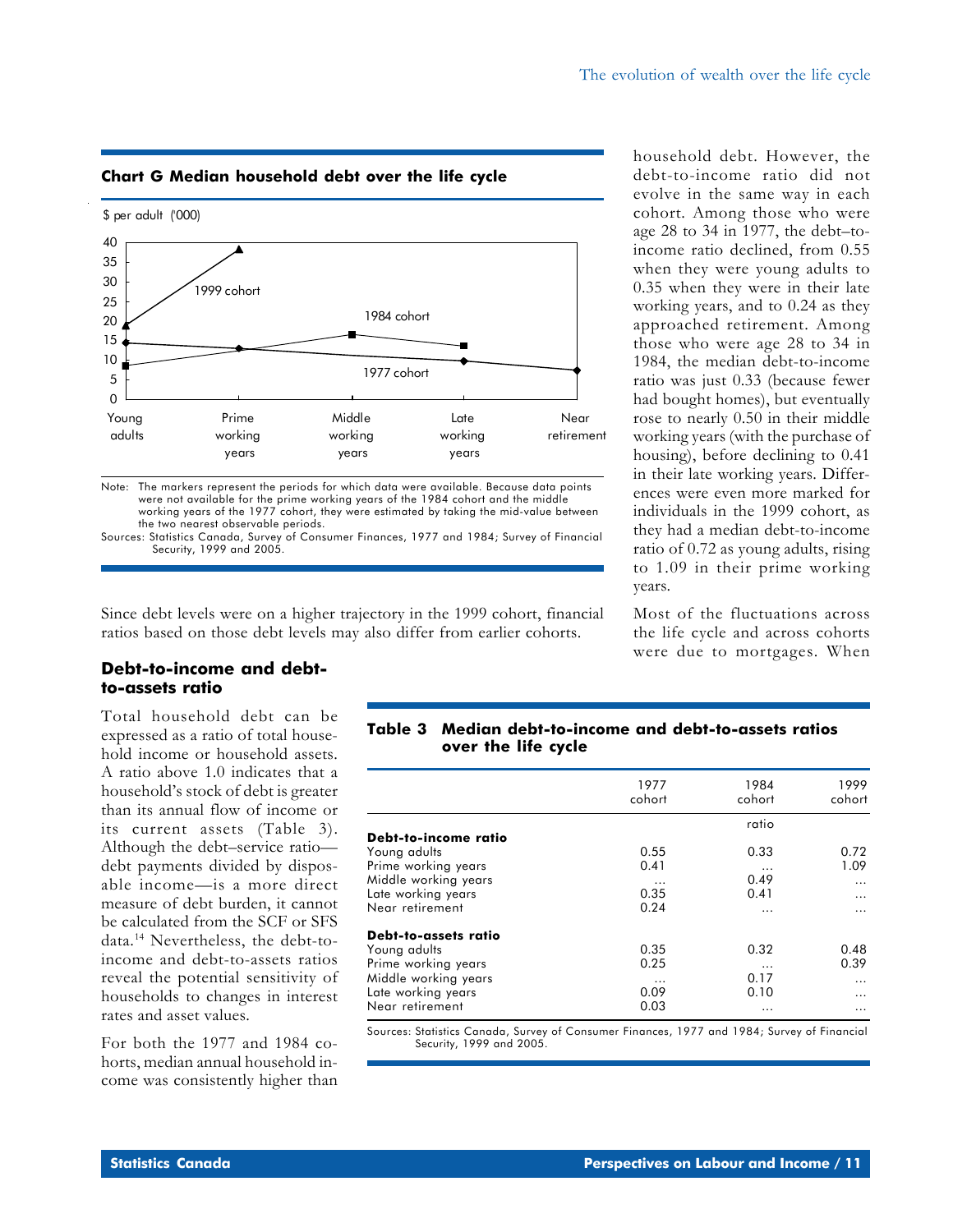### Chart G Median household debt over the life cycle

$ per adult ('000)

Note: The markers represent the periods for which data were available. Because data points were not available for the prime working years of the 1984 cohort and the middle working years of the 1977 cohort, they were estimated by taking the mid-value between the two nearest observable periods.

Sources: Statistics Canada, Survey of Consumer Finances, 1977 and 1984; Survey of Financial Security, 1999 and 2005.

Since debt levels were on a higher trajectory in the 1999 cohort, financial ratios based on those debt levels may also differ from earlier cohorts.

## Debt-to-income and debt-to-assets ratio

Total household debt can be expressed as a ratio of total household income or household assets. A ratio above 1.0 indicates that a household's stock of debt is greater than its annual flow of income or its current assets (Table 3). Although the debt–service ratio—debt payments divided by disposable income—is a more direct measure of debt burden, it cannot be calculated from the SCF or SFS data.[14] Nevertheless, the debt-to-income and debt-to-assets ratios reveal the potential sensitivity of households to changes in interest rates and asset values.

For both the 1977 and 1984 cohorts, median annual household income was consistently higher than household debt. However, the debt-to-income ratio did not evolve in the same way in each cohort. Among those who were age 28 to 34 in 1977, the debt–to-income ratio declined, from 0.55 when they were young adults to 0.35 when they were in their late working years, and to 0.24 as they approached retirement. Among those who were age 28 to 34 in 1984, the median debt-to-income ratio was just 0.33 (because fewer had bought homes), but eventually rose to nearly 0.50 in their middle working years (with the purchase of housing), before declining to 0.41 in their late working years. Differences were even more marked for individuals in the 1999 cohort, as they had a median debt-to-income ratio of 0.72 as young adults, rising to 1.09 in their prime working years.

Most of the fluctuations across the life cycle and across cohorts were due to mortgages. When

### Table 3 Median debt-to-income and debt-to-assets ratios over the life cycle

| | 1977 cohort | 1984 cohort | 1999 cohort |
|---|---|---|---|
| | | ratio | |
| **Debt-to-income ratio** | | | |
| Young adults | 0.55 | 0.33 | 0.72 |
| Prime working years | 0.41 | ... | 1.09 |
| Middle working years | ... | 0.49 | ... |
| Late working years | 0.35 | 0.41 | ... |
| Near retirement | 0.24 | ... | ... |
| **Debt-to-assets ratio** | | | |
| Young adults | 0.35 | 0.32 | 0.48 |
| Prime working years | 0.25 | ... | 0.39 |
| Middle working years | ... | 0.17 | ... |
| Late working years | 0.09 | 0.10 | ... |
| Near retirement | 0.03 | ... | ... |

Sources: Statistics Canada, Survey of Consumer Finances, 1977 and 1984; Survey of Financial Security, 1999 and 2005.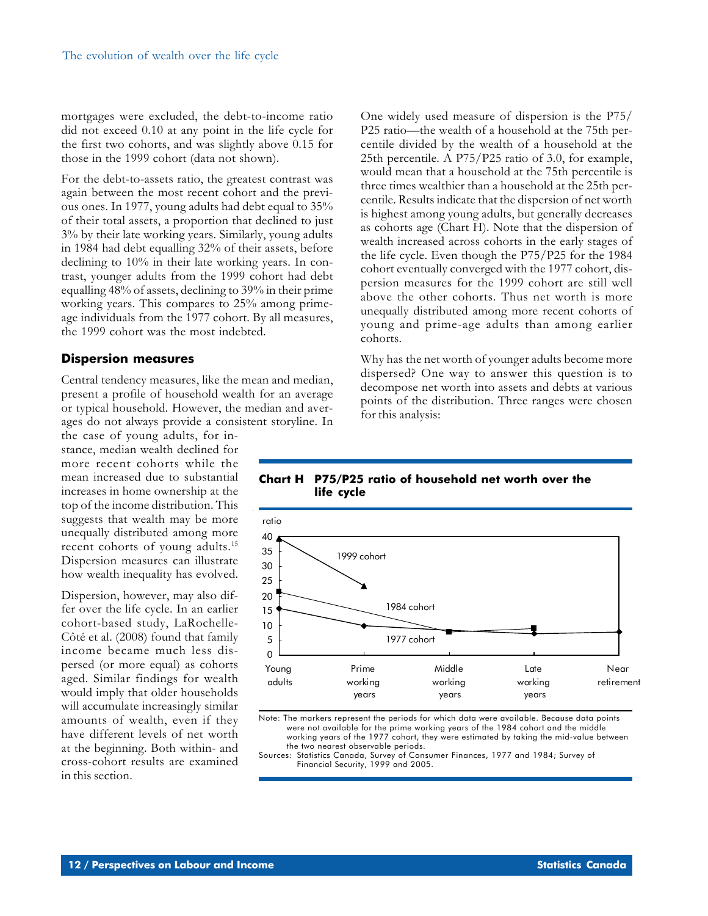mortgages were excluded, the debt-to-income ratio did not exceed 0.10 at any point in the life cycle for the first two cohorts, and was slightly above 0.15 for those in the 1999 cohort (data not shown).

For the debt-to-assets ratio, the greatest contrast was again between the most recent cohort and the previous ones. In 1977, young adults had debt equal to 35% of their total assets, a proportion that declined to just 3% by their late working years. Similarly, young adults in 1984 had debt equalling 32% of their assets, before declining to 10% in their late working years. In contrast, younger adults from the 1999 cohort had debt equalling 48% of assets, declining to 39% in their prime working years. This compares to 25% among prime-age individuals from the 1977 cohort. By all measures, the 1999 cohort was the most indebted.

## Dispersion measures

Central tendency measures, like the mean and median, present a profile of household wealth for an average or typical household. However, the median and averages do not always provide a consistent storyline. In the case of young adults, for instance, median wealth declined for more recent cohorts while the mean increased due to substantial increases in home ownership at the top of the income distribution. This suggests that wealth may be more unequally distributed among more recent cohorts of young adults.[15] Dispersion measures can illustrate how wealth inequality has evolved.

Dispersion, however, may also differ over the life cycle. In an earlier cohort-based study, LaRochelle-Côté et al. (2008) found that family income became much less dispersed (or more equal) as cohorts aged. Similar findings for wealth would imply that older households will accumulate increasingly similar amounts of wealth, even if they have different levels of net worth at the beginning. Both within- and cross-cohort results are examined in this section.

One widely used measure of dispersion is the P75/P25 ratio—the wealth of a household at the 75th percentile divided by the wealth of a household at the 25th percentile. A P75/P25 ratio of 3.0, for example, would mean that a household at the 75th percentile is three times wealthier than a household at the 25th percentile. Results indicate that the dispersion of net worth is highest among young adults, but generally decreases as cohorts age (Chart H). Note that the dispersion of wealth increased across cohorts in the early stages of the life cycle. Even though the P75/P25 for the 1984 cohort eventually converged with the 1977 cohort, dispersion measures for the 1999 cohort are still well above the other cohorts. Thus net worth is more unequally distributed among more recent cohorts of young and prime-age adults than among earlier cohorts.

Why has the net worth of younger adults become more dispersed? One way to answer this question is to decompose net worth into assets and debts at various points of the distribution. Three ranges were chosen for this analysis:

**Chart H P75/P25 ratio of household net worth over the life cycle**

Note: The markers represent the periods for which data were available. Because data points were not available for the prime working years of the 1984 cohort and the middle working years of the 1977 cohort, they were estimated by taking the mid-value between the two nearest observable periods.

Sources: Statistics Canada, Survey of Consumer Finances, 1977 and 1984; Survey of Financial Security, 1999 and 2005.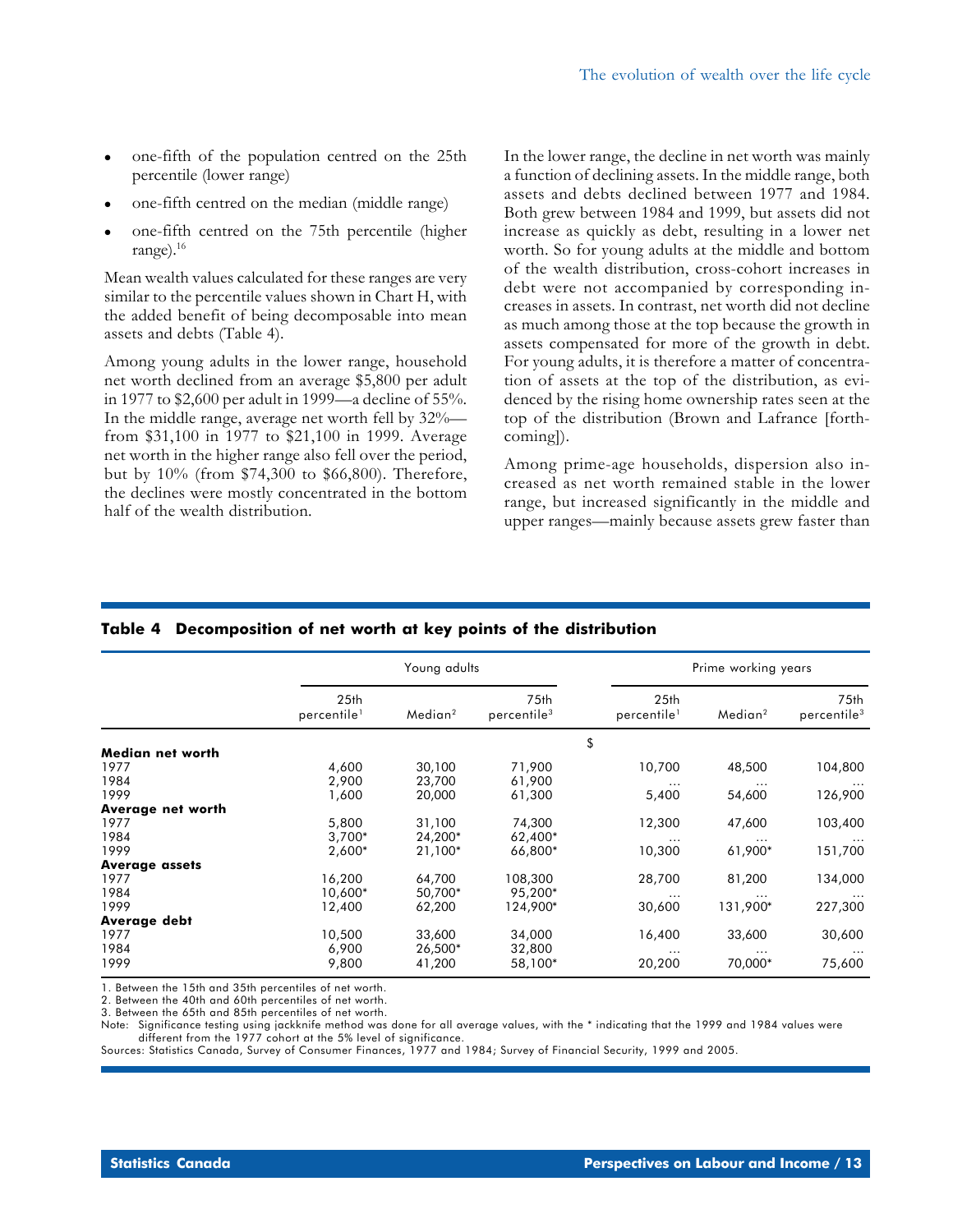- one-fifth of the population centred on the 25th percentile (lower range)
- one-fifth centred on the median (middle range)
- one-fifth centred on the 75th percentile (higher range).[16]

Mean wealth values calculated for these ranges are very similar to the percentile values shown in Chart H, with the added benefit of being decomposable into mean assets and debts (Table 4).

Among young adults in the lower range, household net worth declined from an average $5,800 per adult in 1977 to $2,600 per adult in 1999—a decline of 55%. In the middle range, average net worth fell by 32%—from $31,100 in 1977 to $21,100 in 1999. Average net worth in the higher range also fell over the period, but by 10% (from $74,300 to $66,800). Therefore, the declines were mostly concentrated in the bottom half of the wealth distribution.

In the lower range, the decline in net worth was mainly a function of declining assets. In the middle range, both assets and debts declined between 1977 and 1984. Both grew between 1984 and 1999, but assets did not increase as quickly as debt, resulting in a lower net worth. So for young adults at the middle and bottom of the wealth distribution, cross-cohort increases in debt were not accompanied by corresponding increases in assets. In contrast, net worth did not decline as much among those at the top because the growth in assets compensated for more of the growth in debt. For young adults, it is therefore a matter of concentration of assets at the top of the distribution, as evidenced by the rising home ownership rates seen at the top of the distribution (Brown and Lafrance [forthcoming]).

Among prime-age households, dispersion also increased as net worth remained stable in the lower range, but increased significantly in the middle and upper ranges—mainly because assets grew faster than

**Table 4 Decomposition of net worth at key points of the distribution**

| | Young adults | | | Prime working years | | |
|---|---|---|---|---|---|---|
| | 25th percentile[1] | Median[2] | 75th percentile[3] | 25th percentile[1] | Median[2] | 75th percentile[3] |
| | $ | | | | | |
| **Median net worth** | | | | | | |
| 1977 | 4,600 | 30,100 | 71,900 | 10,700 | 48,500 | 104,800 |
| 1984 | 2,900 | 23,700 | 61,900 | ... | ... | ... |
| 1999 | 1,600 | 20,000 | 61,300 | 5,400 | 54,600 | 126,900 |
| **Average net worth** | | | | | | |
| 1977 | 5,800 | 31,100 | 74,300 | 12,300 | 47,600 | 103,400 |
| 1984 | 3,700* | 24,200* | 62,400* | ... | ... | ... |
| 1999 | 2,600* | 21,100* | 66,800* | 10,300 | 61,900* | 151,700 |
| **Average assets** | | | | | | |
| 1977 | 16,200 | 64,700 | 108,300 | 28,700 | 81,200 | 134,000 |
| 1984 | 10,600* | 50,700* | 95,200* | ... | ... | ... |
| 1999 | 12,400 | 62,200 | 124,900* | 30,600 | 131,900* | 227,300 |
| **Average debt** | | | | | | |
| 1977 | 10,500 | 33,600 | 34,000 | 16,400 | 33,600 | 30,600 |
| 1984 | 6,900 | 26,500* | 32,800 | ... | ... | ... |
| 1999 | 9,800 | 41,200 | 58,100* | 20,200 | 70,000* | 75,600 |

1. Between the 15th and 35th percentiles of net worth.
2. Between the 40th and 60th percentiles of net worth.
3. Between the 65th and 85th percentiles of net worth.

Note: Significance testing using jackknife method was done for all average values, with the * indicating that the 1999 and 1984 values were different from the 1977 cohort at the 5% level of significance.

Sources: Statistics Canada, Survey of Consumer Finances, 1977 and 1984; Survey of Financial Security, 1999 and 2005.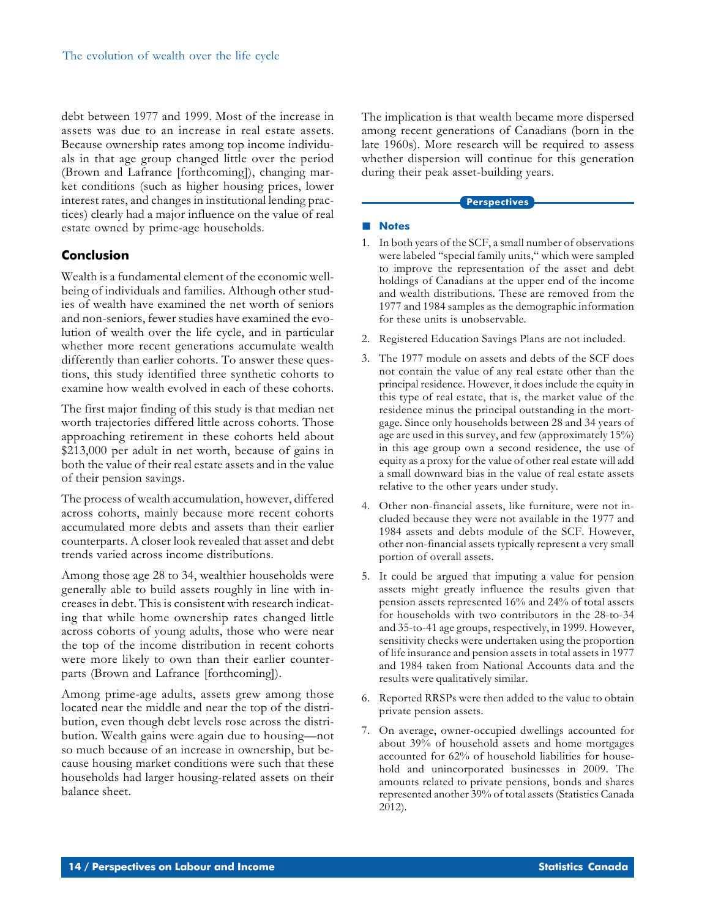debt between 1977 and 1999. Most of the increase in assets was due to an increase in real estate assets. Because ownership rates among top income individuals in that age group changed little over the period (Brown and Lafrance [forthcoming]), changing market conditions (such as higher housing prices, lower interest rates, and changes in institutional lending practices) clearly had a major influence on the value of real estate owned by prime-age households.

## Conclusion

Wealth is a fundamental element of the economic well-being of individuals and families. Although other studies of wealth have examined the net worth of seniors and non-seniors, fewer studies have examined the evolution of wealth over the life cycle, and in particular whether more recent generations accumulate wealth differently than earlier cohorts. To answer these questions, this study identified three synthetic cohorts to examine how wealth evolved in each of these cohorts.

The first major finding of this study is that median net worth trajectories differed little across cohorts. Those approaching retirement in these cohorts held about $213,000 per adult in net worth, because of gains in both the value of their real estate assets and in the value of their pension savings.

The process of wealth accumulation, however, differed across cohorts, mainly because more recent cohorts accumulated more debts and assets than their earlier counterparts. A closer look revealed that asset and debt trends varied across income distributions.

Among those age 28 to 34, wealthier households were generally able to build assets roughly in line with increases in debt. This is consistent with research indicating that while home ownership rates changed little across cohorts of young adults, those who were near the top of the income distribution in recent cohorts were more likely to own than their earlier counterparts (Brown and Lafrance [forthcoming]).

Among prime-age adults, assets grew among those located near the middle and near the top of the distribution, even though debt levels rose across the distribution. Wealth gains were again due to housing—not so much because of an increase in ownership, but because housing market conditions were such that these households had larger housing-related assets on their balance sheet.

The implication is that wealth became more dispersed among recent generations of Canadians (born in the late 1960s). More research will be required to assess whether dispersion will continue for this generation during their peak asset-building years.

### Notes

1. In both years of the SCF, a small number of observations were labeled "special family units," which were sampled to improve the representation of the asset and debt holdings of Canadians at the upper end of the income and wealth distributions. These are removed from the 1977 and 1984 samples as the demographic information for these units is unobservable.
2. Registered Education Savings Plans are not included.
3. The 1977 module on assets and debts of the SCF does not contain the value of any real estate other than the principal residence. However, it does include the equity in this type of real estate, that is, the market value of the residence minus the principal outstanding in the mortgage. Since only households between 28 and 34 years of age are used in this survey, and few (approximately 15%) in this age group own a second residence, the use of equity as a proxy for the value of other real estate will add a small downward bias in the value of real estate assets relative to the other years under study.
4. Other non-financial assets, like furniture, were not included because they were not available in the 1977 and 1984 assets and debts module of the SCF. However, other non-financial assets typically represent a very small portion of overall assets.
5. It could be argued that imputing a value for pension assets might greatly influence the results given that pension assets represented 16% and 24% of total assets for households with two contributors in the 28-to-34 and 35-to-41 age groups, respectively, in 1999. However, sensitivity checks were undertaken using the proportion of life insurance and pension assets in total assets in 1977 and 1984 taken from National Accounts data and the results were qualitatively similar.
6. Reported RRSPs were then added to the value to obtain private pension assets.
7. On average, owner-occupied dwellings accounted for about 39% of household assets and home mortgages accounted for 62% of household liabilities for household and unincorporated businesses in 2009. The amounts related to private pensions, bonds and shares represented another 39% of total assets (Statistics Canada 2012).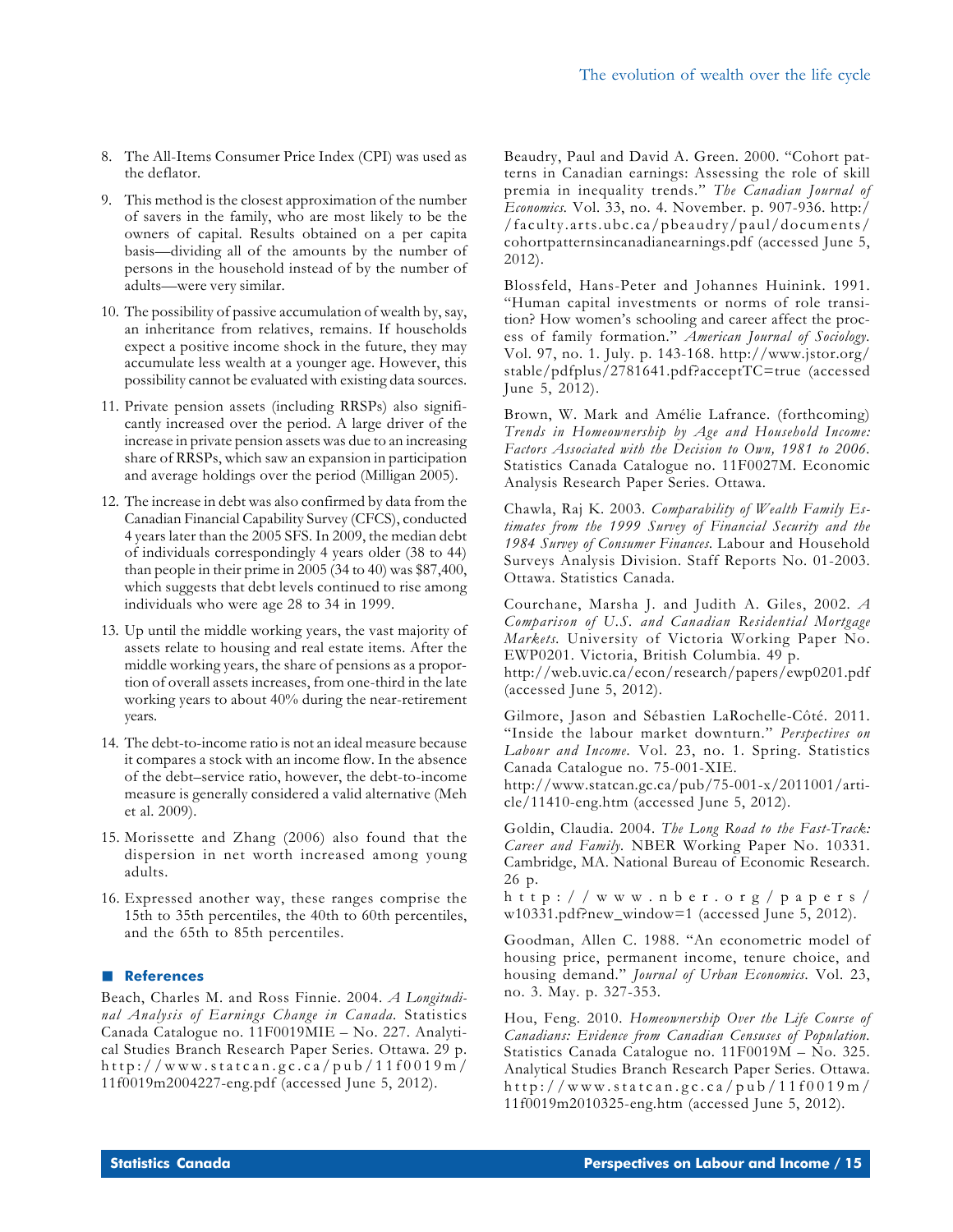8. The All-Items Consumer Price Index (CPI) was used as the deflator.

9. This method is the closest approximation of the number of savers in the family, who are most likely to be the owners of capital. Results obtained on a per capita basis—dividing all of the amounts by the number of persons in the household instead of by the number of adults—were very similar.

10. The possibility of passive accumulation of wealth by, say, an inheritance from relatives, remains. If households expect a positive income shock in the future, they may accumulate less wealth at a younger age. However, this possibility cannot be evaluated with existing data sources.

11. Private pension assets (including RRSPs) also significantly increased over the period. A large driver of the increase in private pension assets was due to an increasing share of RRSPs, which saw an expansion in participation and average holdings over the period (Milligan 2005).

12. The increase in debt was also confirmed by data from the Canadian Financial Capability Survey (CFCS), conducted 4 years later than the 2005 SFS. In 2009, the median debt of individuals correspondingly 4 years older (38 to 44) than people in their prime in 2005 (34 to 40) was $87,400, which suggests that debt levels continued to rise among individuals who were age 28 to 34 in 1999.

13. Up until the middle working years, the vast majority of assets relate to housing and real estate items. After the middle working years, the share of pensions as a proportion of overall assets increases, from one-third in the late working years to about 40% during the near-retirement years.

14. The debt-to-income ratio is not an ideal measure because it compares a stock with an income flow. In the absence of the debt–service ratio, however, the debt-to-income measure is generally considered a valid alternative (Meh et al. 2009).

15. Morissette and Zhang (2006) also found that the dispersion in net worth increased among young adults.

16. Expressed another way, these ranges comprise the 15th to 35th percentiles, the 40th to 60th percentiles, and the 65th to 85th percentiles.

## References

Beach, Charles M. and Ross Finnie. 2004. *A Longitudinal Analysis of Earnings Change in Canada.* Statistics Canada Catalogue no. 11F0019MIE – No. 227. Analytical Studies Branch Research Paper Series. Ottawa. 29 p. http://www.statcan.gc.ca/pub/11f0019m/11f0019m2004227-eng.pdf (accessed June 5, 2012).

Beaudry, Paul and David A. Green. 2000. "Cohort patterns in Canadian earnings: Assessing the role of skill premia in inequality trends." *The Canadian Journal of Economics.* Vol. 33, no. 4. November. p. 907-936. http://faculty.arts.ubc.ca/pbeaudry/paul/documents/cohortpatternsincanadianearnings.pdf (accessed June 5, 2012).

Blossfeld, Hans-Peter and Johannes Huinink. 1991. "Human capital investments or norms of role transition? How women's schooling and career affect the process of family formation." *American Journal of Sociology.* Vol. 97, no. 1. July. p. 143-168. http://www.jstor.org/stable/pdfplus/2781641.pdf?acceptTC=true (accessed June 5, 2012).

Brown, W. Mark and Amélie Lafrance. (forthcoming) *Trends in Homeownership by Age and Household Income: Factors Associated with the Decision to Own, 1981 to 2006.* Statistics Canada Catalogue no. 11F0027M. Economic Analysis Research Paper Series. Ottawa.

Chawla, Raj K. 2003. *Comparability of Wealth Family Estimates from the 1999 Survey of Financial Security and the 1984 Survey of Consumer Finances.* Labour and Household Surveys Analysis Division. Staff Reports No. 01-2003. Ottawa. Statistics Canada.

Courchane, Marsha J. and Judith A. Giles, 2002. *A Comparison of U.S. and Canadian Residential Mortgage Markets.* University of Victoria Working Paper No. EWP0201. Victoria, British Columbia. 49 p. http://web.uvic.ca/econ/research/papers/ewp0201.pdf (accessed June 5, 2012).

Gilmore, Jason and Sébastien LaRochelle-Côté. 2011. "Inside the labour market downturn." *Perspectives on Labour and Income.* Vol. 23, no. 1. Spring. Statistics Canada Catalogue no. 75-001-XIE. http://www.statcan.gc.ca/pub/75-001-x/2011001/article/11410-eng.htm (accessed June 5, 2012).

Goldin, Claudia. 2004. *The Long Road to the Fast-Track: Career and Family.* NBER Working Paper No. 10331. Cambridge, MA. National Bureau of Economic Research. 26 p. http://www.nber.org/papers/w10331.pdf?new_window=1 (accessed June 5, 2012).

Goodman, Allen C. 1988. "An econometric model of housing price, permanent income, tenure choice, and housing demand." *Journal of Urban Economics.* Vol. 23, no. 3. May. p. 327-353.

Hou, Feng. 2010. *Homeownership Over the Life Course of Canadians: Evidence from Canadian Censuses of Population.* Statistics Canada Catalogue no. 11F0019M – No. 325. Analytical Studies Branch Research Paper Series. Ottawa. http://www.statcan.gc.ca/pub/11f0019m/11f0019m2010325-eng.htm (accessed June 5, 2012).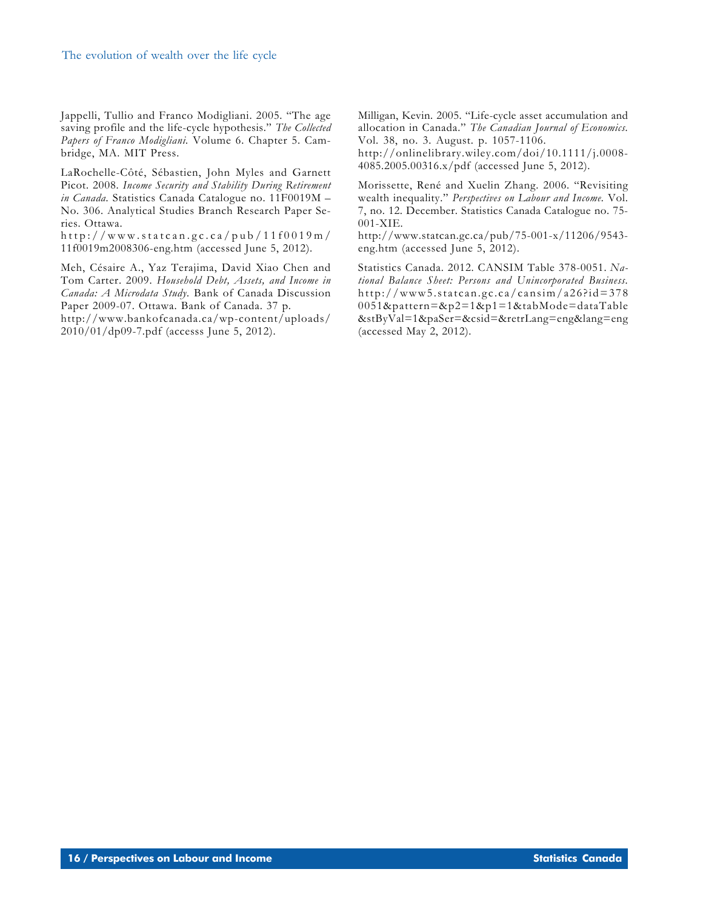Jappelli, Tullio and Franco Modigliani. 2005. "The age saving profile and the life-cycle hypothesis." *The Collected Papers of Franco Modigliani.* Volume 6. Chapter 5. Cambridge, MA. MIT Press.

LaRochelle-Côté, Sébastien, John Myles and Garnett Picot. 2008. *Income Security and Stability During Retirement in Canada.* Statistics Canada Catalogue no. 11F0019M – No. 306. Analytical Studies Branch Research Paper Series. Ottawa.
http://www.statcan.gc.ca/pub/11f0019m/11f0019m2008306-eng.htm (accessed June 5, 2012).

Meh, Césaire A., Yaz Terajima, David Xiao Chen and Tom Carter. 2009. *Household Debt, Assets, and Income in Canada: A Microdata Study.* Bank of Canada Discussion Paper 2009-07. Ottawa. Bank of Canada. 37 p.
http://www.bankofcanada.ca/wp-content/uploads/2010/01/dp09-7.pdf (accesss June 5, 2012).

Milligan, Kevin. 2005. "Life-cycle asset accumulation and allocation in Canada." *The Canadian Journal of Economics.* Vol. 38, no. 3. August. p. 1057-1106.
http://onlinelibrary.wiley.com/doi/10.1111/j.0008-4085.2005.00316.x/pdf (accessed June 5, 2012).

Morissette, René and Xuelin Zhang. 2006. "Revisiting wealth inequality." *Perspectives on Labour and Income.* Vol. 7, no. 12. December. Statistics Canada Catalogue no. 75-001-XIE.
http://www.statcan.gc.ca/pub/75-001-x/11206/9543-eng.htm (accessed June 5, 2012).

Statistics Canada. 2012. CANSIM Table 378-0051. *National Balance Sheet: Persons and Unincorporated Business.* http://www5.statcan.gc.ca/cansim/a26?id=3780051&pattern=&p2=1&p1=1&tabMode=dataTable&stByVal=1&paSer=&csid=&retrLang=eng&lang=eng (accessed May 2, 2012).